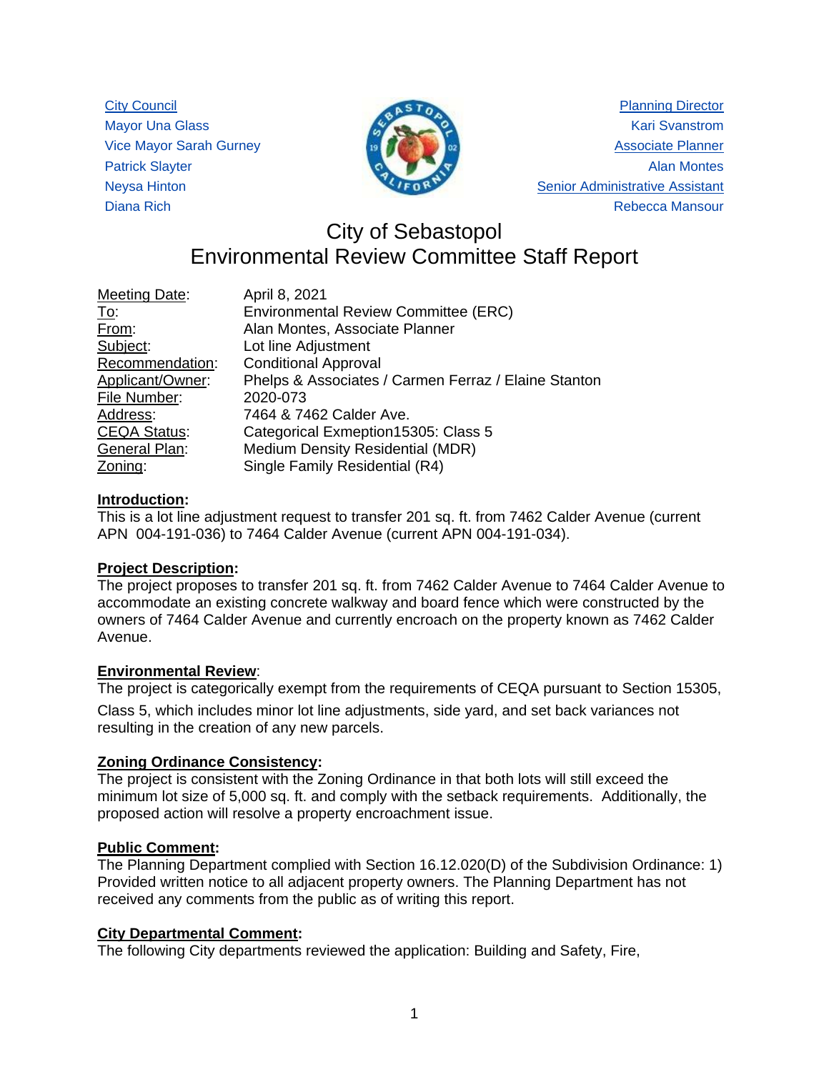City Council
Mayor Una Glass
Vice Mayor Sarah Gurney
Patrick Slayter
Neysa Hinton
Diana Rich

Planning Director
Kari Svanstrom
Associate Planner
Alan Montes
Senior Administrative Assistant
Rebecca Mansour

# City of Sebastopol
# Environmental Review Committee Staff Report

| | |
|---|---|
| Meeting Date: | April 8, 2021 |
| To: | Environmental Review Committee (ERC) |
| From: | Alan Montes, Associate Planner |
| Subject: | Lot line Adjustment |
| Recommendation: | Conditional Approval |
| Applicant/Owner: | Phelps & Associates / Carmen Ferraz / Elaine Stanton |
| File Number: | 2020-073 |
| Address: | 7464 & 7462 Calder Ave. |
| CEQA Status: | Categorical Exmeption15305: Class 5 |
| General Plan: | Medium Density Residential (MDR) |
| Zoning: | Single Family Residential (R4) |

**Introduction:**
This is a lot line adjustment request to transfer 201 sq. ft. from 7462 Calder Avenue (current APN 004-191-036) to 7464 Calder Avenue (current APN 004-191-034).

**Project Description:**
The project proposes to transfer 201 sq. ft. from 7462 Calder Avenue to 7464 Calder Avenue to accommodate an existing concrete walkway and board fence which were constructed by the owners of 7464 Calder Avenue and currently encroach on the property known as 7462 Calder Avenue.

**Environmental Review:**
The project is categorically exempt from the requirements of CEQA pursuant to Section 15305, Class 5, which includes minor lot line adjustments, side yard, and set back variances not resulting in the creation of any new parcels.

**Zoning Ordinance Consistency:**
The project is consistent with the Zoning Ordinance in that both lots will still exceed the minimum lot size of 5,000 sq. ft. and comply with the setback requirements. Additionally, the proposed action will resolve a property encroachment issue.

**Public Comment:**
The Planning Department complied with Section 16.12.020(D) of the Subdivision Ordinance: 1) Provided written notice to all adjacent property owners. The Planning Department has not received any comments from the public as of writing this report.

**City Departmental Comment:**
The following City departments reviewed the application: Building and Safety, Fire,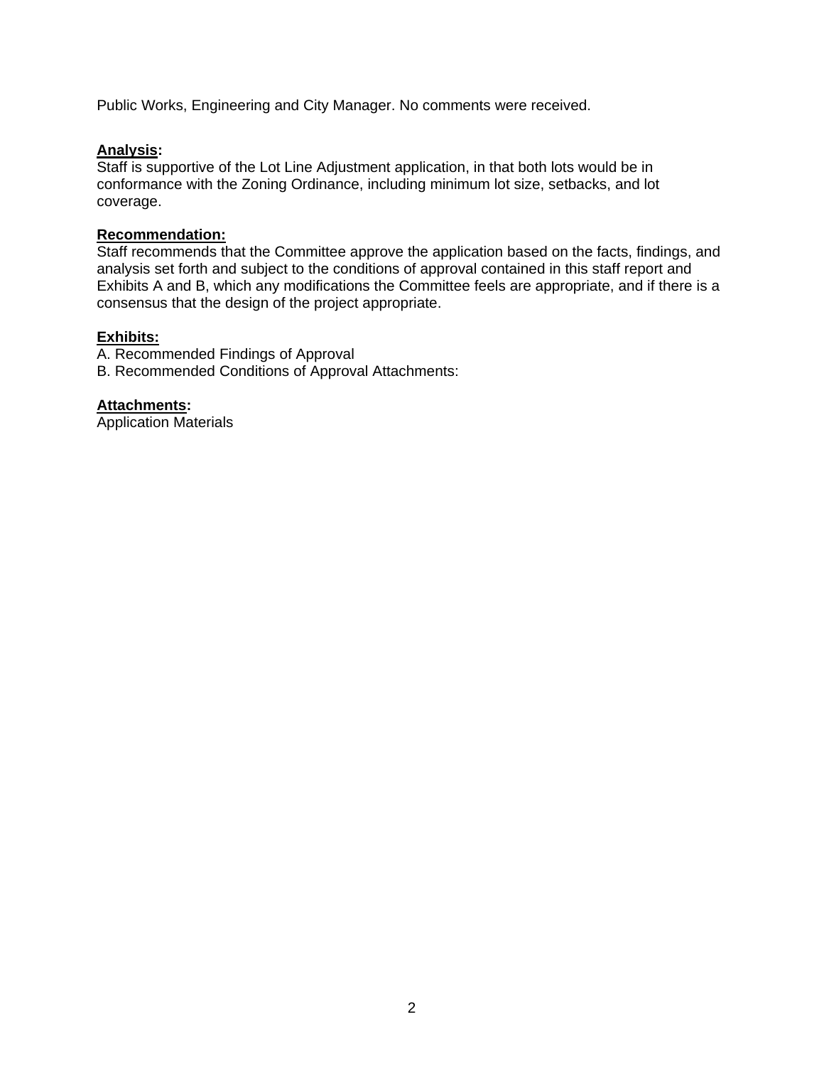Public Works, Engineering and City Manager. No comments were received.

**Analysis:**
Staff is supportive of the Lot Line Adjustment application, in that both lots would be in conformance with the Zoning Ordinance, including minimum lot size, setbacks, and lot coverage.

**Recommendation:**
Staff recommends that the Committee approve the application based on the facts, findings, and analysis set forth and subject to the conditions of approval contained in this staff report and Exhibits A and B, which any modifications the Committee feels are appropriate, and if there is a consensus that the design of the project appropriate.

**Exhibits:**
A. Recommended Findings of Approval
B. Recommended Conditions of Approval Attachments:

**Attachments:**
Application Materials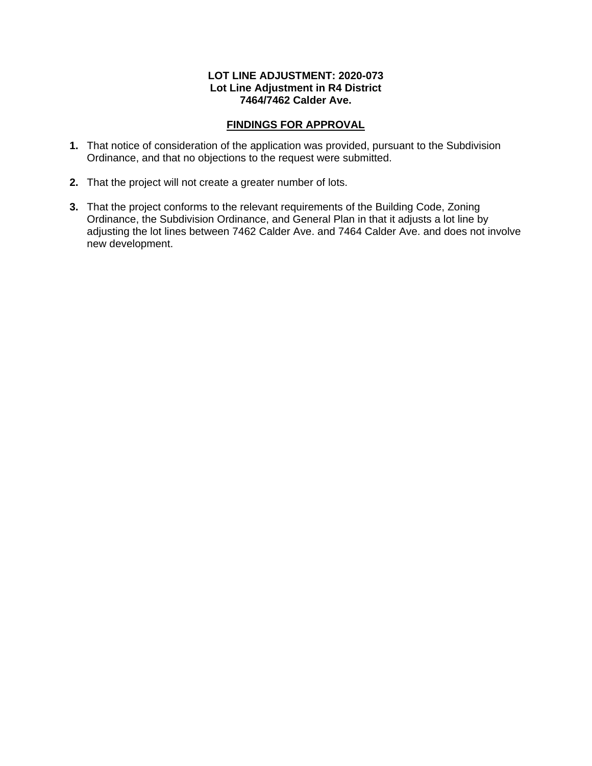**LOT LINE ADJUSTMENT: 2020-073**
**Lot Line Adjustment in R4 District**
**7464/7462 Calder Ave.**

## FINDINGS FOR APPROVAL

1. That notice of consideration of the application was provided, pursuant to the Subdivision Ordinance, and that no objections to the request were submitted.

2. That the project will not create a greater number of lots.

3. That the project conforms to the relevant requirements of the Building Code, Zoning Ordinance, the Subdivision Ordinance, and General Plan in that it adjusts a lot line by adjusting the lot lines between 7462 Calder Ave. and 7464 Calder Ave. and does not involve new development.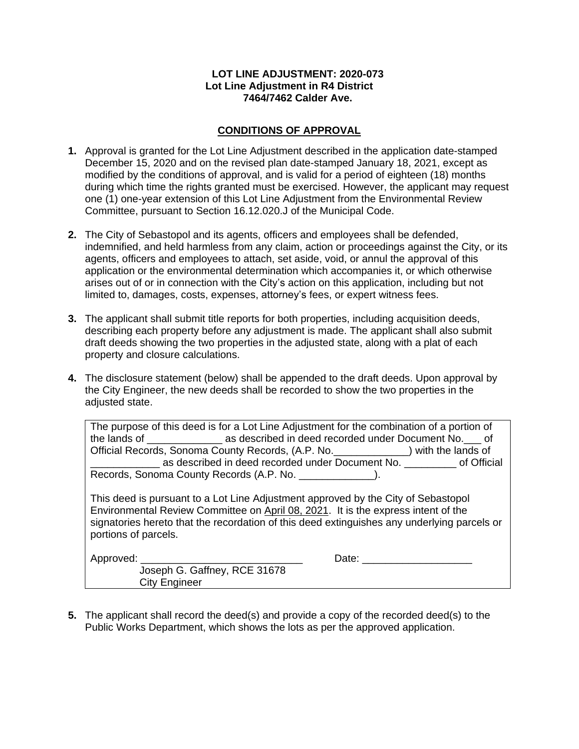**LOT LINE ADJUSTMENT: 2020-073**
**Lot Line Adjustment in R4 District**
**7464/7462 Calder Ave.**

## CONDITIONS OF APPROVAL

**1.** Approval is granted for the Lot Line Adjustment described in the application date-stamped December 15, 2020 and on the revised plan date-stamped January 18, 2021, except as modified by the conditions of approval, and is valid for a period of eighteen (18) months during which time the rights granted must be exercised. However, the applicant may request one (1) one-year extension of this Lot Line Adjustment from the Environmental Review Committee, pursuant to Section 16.12.020.J of the Municipal Code.

**2.** The City of Sebastopol and its agents, officers and employees shall be defended, indemnified, and held harmless from any claim, action or proceedings against the City, or its agents, officers and employees to attach, set aside, void, or annul the approval of this application or the environmental determination which accompanies it, or which otherwise arises out of or in connection with the City's action on this application, including but not limited to, damages, costs, expenses, attorney's fees, or expert witness fees.

**3.** The applicant shall submit title reports for both properties, including acquisition deeds, describing each property before any adjustment is made. The applicant shall also submit draft deeds showing the two properties in the adjusted state, along with a plat of each property and closure calculations.

**4.** The disclosure statement (below) shall be appended to the draft deeds. Upon approval by the City Engineer, the new deeds shall be recorded to show the two properties in the adjusted state.

> The purpose of this deed is for a Lot Line Adjustment for the combination of a portion of the lands of _____________ as described in deed recorded under Document No.___ of Official Records, Sonoma County Records, (A.P. No._____________) with the lands of ____________ as described in deed recorded under Document No. _________ of Official Records, Sonoma County Records (A.P. No. _____________).
>
> This deed is pursuant to a Lot Line Adjustment approved by the City of Sebastopol Environmental Review Committee on April 08, 2021. It is the express intent of the signatories hereto that the recordation of this deed extinguishes any underlying parcels or portions of parcels.
>
> Approved: ____________________________ Date: ___________________
> Joseph G. Gaffney, RCE 31678
> City Engineer

**5.** The applicant shall record the deed(s) and provide a copy of the recorded deed(s) to the Public Works Department, which shows the lots as per the approved application.